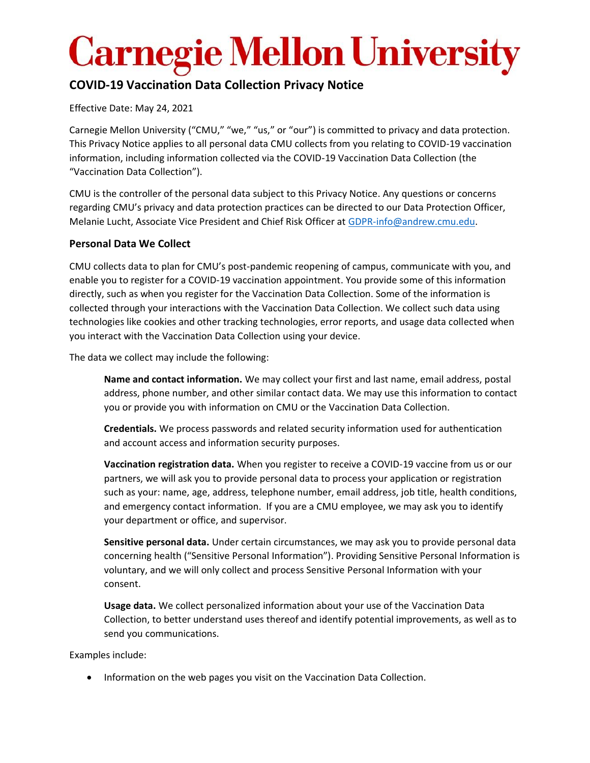# Carnegie Mellon University

## COVID-19 Vaccination Data Collection Privacy Notice

Effective Date: May 24, 2021

Carnegie Mellon University ("CMU," "we," "us," or "our") is committed to privacy and data protection. This Privacy Notice applies to all personal data CMU collects from you relating to COVID-19 vaccination information, including information collected via the COVID-19 Vaccination Data Collection (the "Vaccination Data Collection").

CMU is the controller of the personal data subject to this Privacy Notice. Any questions or concerns regarding CMU's privacy and data protection practices can be directed to our Data Protection Officer, Melanie Lucht, Associate Vice President and Chief Risk Officer at GDPR-info@andrew.cmu.edu.

### Personal Data We Collect

CMU collects data to plan for CMU's post-pandemic reopening of campus, communicate with you, and enable you to register for a COVID-19 vaccination appointment. You provide some of this information directly, such as when you register for the Vaccination Data Collection. Some of the information is collected through your interactions with the Vaccination Data Collection. We collect such data using technologies like cookies and other tracking technologies, error reports, and usage data collected when you interact with the Vaccination Data Collection using your device.

The data we collect may include the following:

**Name and contact information.** We may collect your first and last name, email address, postal address, phone number, and other similar contact data. We may use this information to contact you or provide you with information on CMU or the Vaccination Data Collection.

**Credentials.** We process passwords and related security information used for authentication and account access and information security purposes.

**Vaccination registration data.** When you register to receive a COVID-19 vaccine from us or our partners, we will ask you to provide personal data to process your application or registration such as your: name, age, address, telephone number, email address, job title, health conditions, and emergency contact information. If you are a CMU employee, we may ask you to identify your department or office, and supervisor.

**Sensitive personal data.** Under certain circumstances, we may ask you to provide personal data concerning health ("Sensitive Personal Information"). Providing Sensitive Personal Information is voluntary, and we will only collect and process Sensitive Personal Information with your consent.

**Usage data.** We collect personalized information about your use of the Vaccination Data Collection, to better understand uses thereof and identify potential improvements, as well as to send you communications.

Examples include:

- Information on the web pages you visit on the Vaccination Data Collection.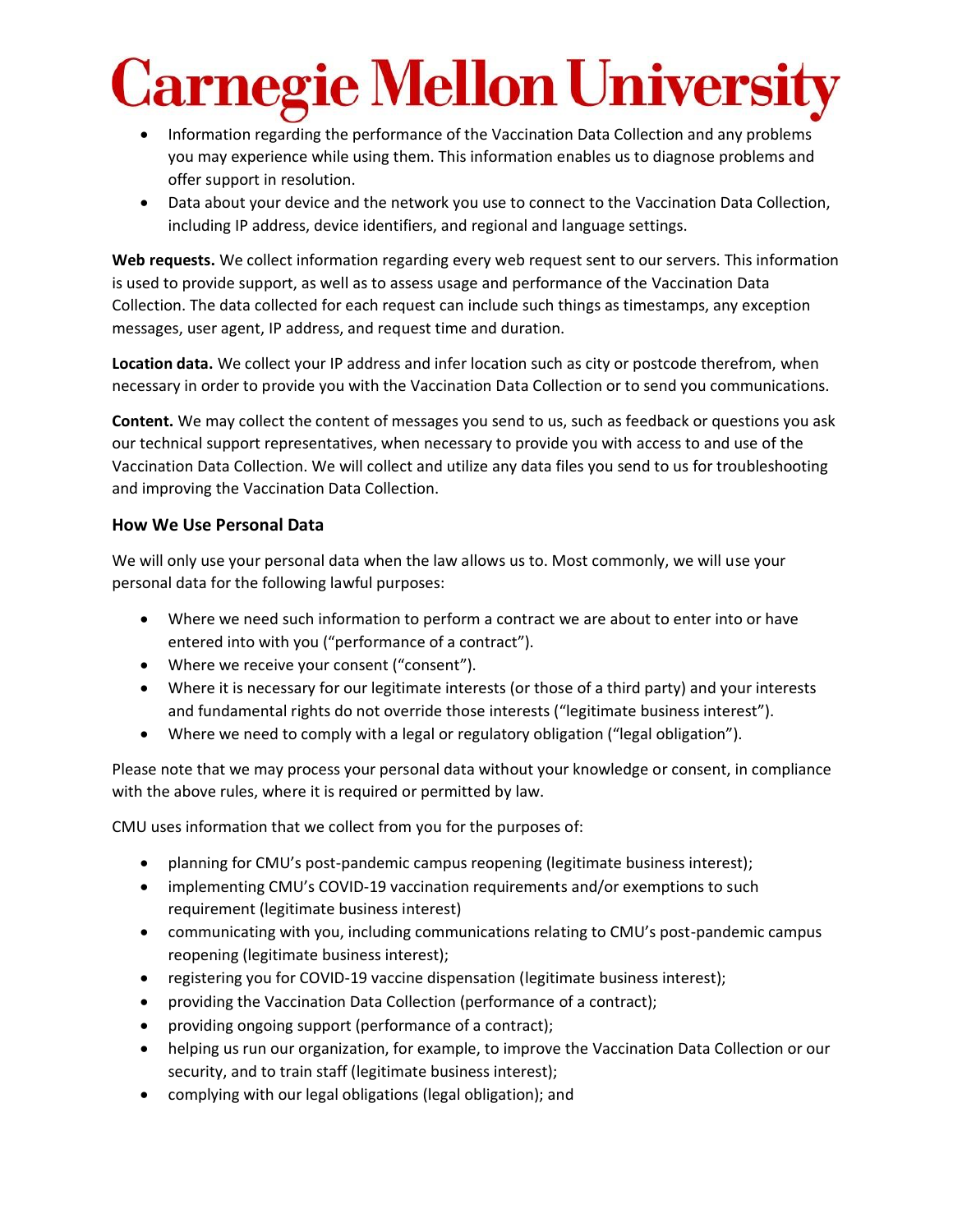- Information regarding the performance of the Vaccination Data Collection and any problems you may experience while using them. This information enables us to diagnose problems and offer support in resolution.
- Data about your device and the network you use to connect to the Vaccination Data Collection, including IP address, device identifiers, and regional and language settings.

**Web requests.** We collect information regarding every web request sent to our servers. This information is used to provide support, as well as to assess usage and performance of the Vaccination Data Collection. The data collected for each request can include such things as timestamps, any exception messages, user agent, IP address, and request time and duration.

**Location data.** We collect your IP address and infer location such as city or postcode therefrom, when necessary in order to provide you with the Vaccination Data Collection or to send you communications.

**Content.** We may collect the content of messages you send to us, such as feedback or questions you ask our technical support representatives, when necessary to provide you with access to and use of the Vaccination Data Collection. We will collect and utilize any data files you send to us for troubleshooting and improving the Vaccination Data Collection.

### How We Use Personal Data

We will only use your personal data when the law allows us to. Most commonly, we will use your personal data for the following lawful purposes:

- Where we need such information to perform a contract we are about to enter into or have entered into with you ("performance of a contract").
- Where we receive your consent ("consent").
- Where it is necessary for our legitimate interests (or those of a third party) and your interests and fundamental rights do not override those interests ("legitimate business interest").
- Where we need to comply with a legal or regulatory obligation ("legal obligation").

Please note that we may process your personal data without your knowledge or consent, in compliance with the above rules, where it is required or permitted by law.

CMU uses information that we collect from you for the purposes of:

- planning for CMU's post-pandemic campus reopening (legitimate business interest);
- implementing CMU's COVID-19 vaccination requirements and/or exemptions to such requirement (legitimate business interest)
- communicating with you, including communications relating to CMU's post-pandemic campus reopening (legitimate business interest);
- registering you for COVID-19 vaccine dispensation (legitimate business interest);
- providing the Vaccination Data Collection (performance of a contract);
- providing ongoing support (performance of a contract);
- helping us run our organization, for example, to improve the Vaccination Data Collection or our security, and to train staff (legitimate business interest);
- complying with our legal obligations (legal obligation); and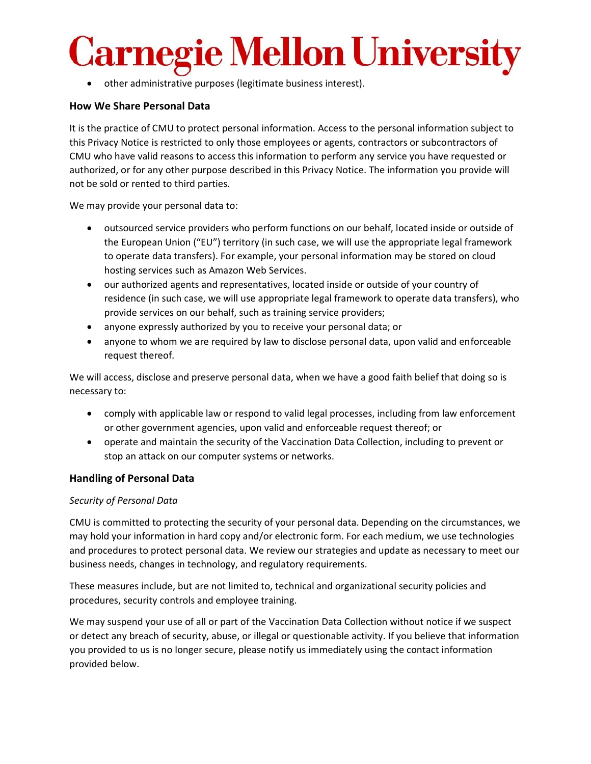- other administrative purposes (legitimate business interest).

## How We Share Personal Data

It is the practice of CMU to protect personal information. Access to the personal information subject to this Privacy Notice is restricted to only those employees or agents, contractors or subcontractors of CMU who have valid reasons to access this information to perform any service you have requested or authorized, or for any other purpose described in this Privacy Notice. The information you provide will not be sold or rented to third parties.

We may provide your personal data to:

- outsourced service providers who perform functions on our behalf, located inside or outside of the European Union ("EU") territory (in such case, we will use the appropriate legal framework to operate data transfers). For example, your personal information may be stored on cloud hosting services such as Amazon Web Services.
- our authorized agents and representatives, located inside or outside of your country of residence (in such case, we will use appropriate legal framework to operate data transfers), who provide services on our behalf, such as training service providers;
- anyone expressly authorized by you to receive your personal data; or
- anyone to whom we are required by law to disclose personal data, upon valid and enforceable request thereof.

We will access, disclose and preserve personal data, when we have a good faith belief that doing so is necessary to:

- comply with applicable law or respond to valid legal processes, including from law enforcement or other government agencies, upon valid and enforceable request thereof; or
- operate and maintain the security of the Vaccination Data Collection, including to prevent or stop an attack on our computer systems or networks.

## Handling of Personal Data

*Security of Personal Data*

CMU is committed to protecting the security of your personal data. Depending on the circumstances, we may hold your information in hard copy and/or electronic form. For each medium, we use technologies and procedures to protect personal data. We review our strategies and update as necessary to meet our business needs, changes in technology, and regulatory requirements.

These measures include, but are not limited to, technical and organizational security policies and procedures, security controls and employee training.

We may suspend your use of all or part of the Vaccination Data Collection without notice if we suspect or detect any breach of security, abuse, or illegal or questionable activity. If you believe that information you provided to us is no longer secure, please notify us immediately using the contact information provided below.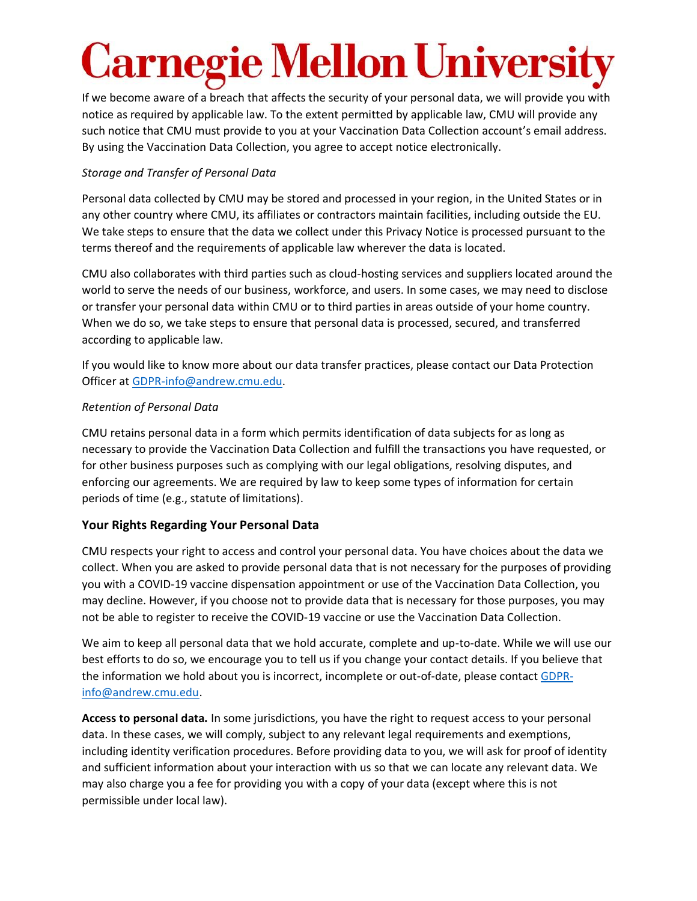If we become aware of a breach that affects the security of your personal data, we will provide you with notice as required by applicable law. To the extent permitted by applicable law, CMU will provide any such notice that CMU must provide to you at your Vaccination Data Collection account's email address. By using the Vaccination Data Collection, you agree to accept notice electronically.

*Storage and Transfer of Personal Data*

Personal data collected by CMU may be stored and processed in your region, in the United States or in any other country where CMU, its affiliates or contractors maintain facilities, including outside the EU. We take steps to ensure that the data we collect under this Privacy Notice is processed pursuant to the terms thereof and the requirements of applicable law wherever the data is located.

CMU also collaborates with third parties such as cloud-hosting services and suppliers located around the world to serve the needs of our business, workforce, and users. In some cases, we may need to disclose or transfer your personal data within CMU or to third parties in areas outside of your home country. When we do so, we take steps to ensure that personal data is processed, secured, and transferred according to applicable law.

If you would like to know more about our data transfer practices, please contact our Data Protection Officer at [GDPR-info@andrew.cmu.edu](mailto:GDPR-info@andrew.cmu.edu).

*Retention of Personal Data*

CMU retains personal data in a form which permits identification of data subjects for as long as necessary to provide the Vaccination Data Collection and fulfill the transactions you have requested, or for other business purposes such as complying with our legal obligations, resolving disputes, and enforcing our agreements. We are required by law to keep some types of information for certain periods of time (e.g., statute of limitations).

### Your Rights Regarding Your Personal Data

CMU respects your right to access and control your personal data. You have choices about the data we collect. When you are asked to provide personal data that is not necessary for the purposes of providing you with a COVID-19 vaccine dispensation appointment or use of the Vaccination Data Collection, you may decline. However, if you choose not to provide data that is necessary for those purposes, you may not be able to register to receive the COVID-19 vaccine or use the Vaccination Data Collection.

We aim to keep all personal data that we hold accurate, complete and up-to-date. While we will use our best efforts to do so, we encourage you to tell us if you change your contact details. If you believe that the information we hold about you is incorrect, incomplete or out-of-date, please contact [GDPR-info@andrew.cmu.edu](mailto:GDPR-info@andrew.cmu.edu).

**Access to personal data.** In some jurisdictions, you have the right to request access to your personal data. In these cases, we will comply, subject to any relevant legal requirements and exemptions, including identity verification procedures. Before providing data to you, we will ask for proof of identity and sufficient information about your interaction with us so that we can locate any relevant data. We may also charge you a fee for providing you with a copy of your data (except where this is not permissible under local law).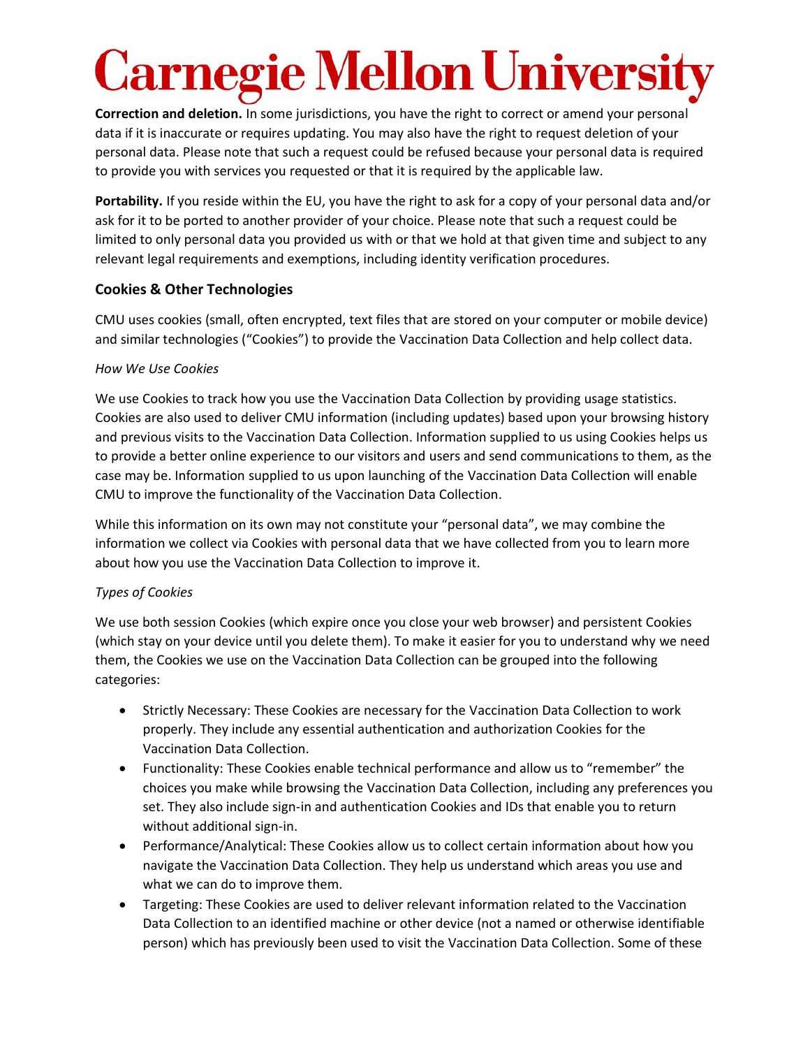**Correction and deletion.** In some jurisdictions, you have the right to correct or amend your personal data if it is inaccurate or requires updating. You may also have the right to request deletion of your personal data. Please note that such a request could be refused because your personal data is required to provide you with services you requested or that it is required by the applicable law.

**Portability.** If you reside within the EU, you have the right to ask for a copy of your personal data and/or ask for it to be ported to another provider of your choice. Please note that such a request could be limited to only personal data you provided us with or that we hold at that given time and subject to any relevant legal requirements and exemptions, including identity verification procedures.

## Cookies & Other Technologies

CMU uses cookies (small, often encrypted, text files that are stored on your computer or mobile device) and similar technologies ("Cookies") to provide the Vaccination Data Collection and help collect data.

*How We Use Cookies*

We use Cookies to track how you use the Vaccination Data Collection by providing usage statistics. Cookies are also used to deliver CMU information (including updates) based upon your browsing history and previous visits to the Vaccination Data Collection. Information supplied to us using Cookies helps us to provide a better online experience to our visitors and users and send communications to them, as the case may be. Information supplied to us upon launching of the Vaccination Data Collection will enable CMU to improve the functionality of the Vaccination Data Collection.

While this information on its own may not constitute your "personal data", we may combine the information we collect via Cookies with personal data that we have collected from you to learn more about how you use the Vaccination Data Collection to improve it.

*Types of Cookies*

We use both session Cookies (which expire once you close your web browser) and persistent Cookies (which stay on your device until you delete them). To make it easier for you to understand why we need them, the Cookies we use on the Vaccination Data Collection can be grouped into the following categories:

- Strictly Necessary: These Cookies are necessary for the Vaccination Data Collection to work properly. They include any essential authentication and authorization Cookies for the Vaccination Data Collection.
- Functionality: These Cookies enable technical performance and allow us to "remember" the choices you make while browsing the Vaccination Data Collection, including any preferences you set. They also include sign-in and authentication Cookies and IDs that enable you to return without additional sign-in.
- Performance/Analytical: These Cookies allow us to collect certain information about how you navigate the Vaccination Data Collection. They help us understand which areas you use and what we can do to improve them.
- Targeting: These Cookies are used to deliver relevant information related to the Vaccination Data Collection to an identified machine or other device (not a named or otherwise identifiable person) which has previously been used to visit the Vaccination Data Collection. Some of these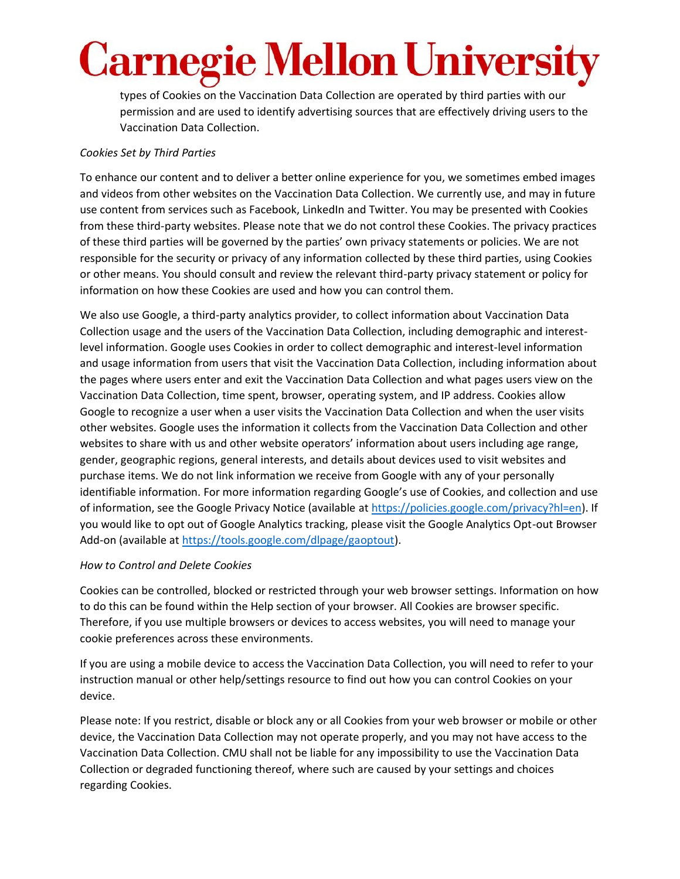types of Cookies on the Vaccination Data Collection are operated by third parties with our permission and are used to identify advertising sources that are effectively driving users to the Vaccination Data Collection.

*Cookies Set by Third Parties*

To enhance our content and to deliver a better online experience for you, we sometimes embed images and videos from other websites on the Vaccination Data Collection. We currently use, and may in future use content from services such as Facebook, LinkedIn and Twitter. You may be presented with Cookies from these third-party websites. Please note that we do not control these Cookies. The privacy practices of these third parties will be governed by the parties' own privacy statements or policies. We are not responsible for the security or privacy of any information collected by these third parties, using Cookies or other means. You should consult and review the relevant third-party privacy statement or policy for information on how these Cookies are used and how you can control them.

We also use Google, a third-party analytics provider, to collect information about Vaccination Data Collection usage and the users of the Vaccination Data Collection, including demographic and interest-level information. Google uses Cookies in order to collect demographic and interest-level information and usage information from users that visit the Vaccination Data Collection, including information about the pages where users enter and exit the Vaccination Data Collection and what pages users view on the Vaccination Data Collection, time spent, browser, operating system, and IP address. Cookies allow Google to recognize a user when a user visits the Vaccination Data Collection and when the user visits other websites. Google uses the information it collects from the Vaccination Data Collection and other websites to share with us and other website operators' information about users including age range, gender, geographic regions, general interests, and details about devices used to visit websites and purchase items. We do not link information we receive from Google with any of your personally identifiable information. For more information regarding Google's use of Cookies, and collection and use of information, see the Google Privacy Notice (available at https://policies.google.com/privacy?hl=en). If you would like to opt out of Google Analytics tracking, please visit the Google Analytics Opt-out Browser Add-on (available at https://tools.google.com/dlpage/gaoptout).

*How to Control and Delete Cookies*

Cookies can be controlled, blocked or restricted through your web browser settings. Information on how to do this can be found within the Help section of your browser. All Cookies are browser specific. Therefore, if you use multiple browsers or devices to access websites, you will need to manage your cookie preferences across these environments.

If you are using a mobile device to access the Vaccination Data Collection, you will need to refer to your instruction manual or other help/settings resource to find out how you can control Cookies on your device.

Please note: If you restrict, disable or block any or all Cookies from your web browser or mobile or other device, the Vaccination Data Collection may not operate properly, and you may not have access to the Vaccination Data Collection. CMU shall not be liable for any impossibility to use the Vaccination Data Collection or degraded functioning thereof, where such are caused by your settings and choices regarding Cookies.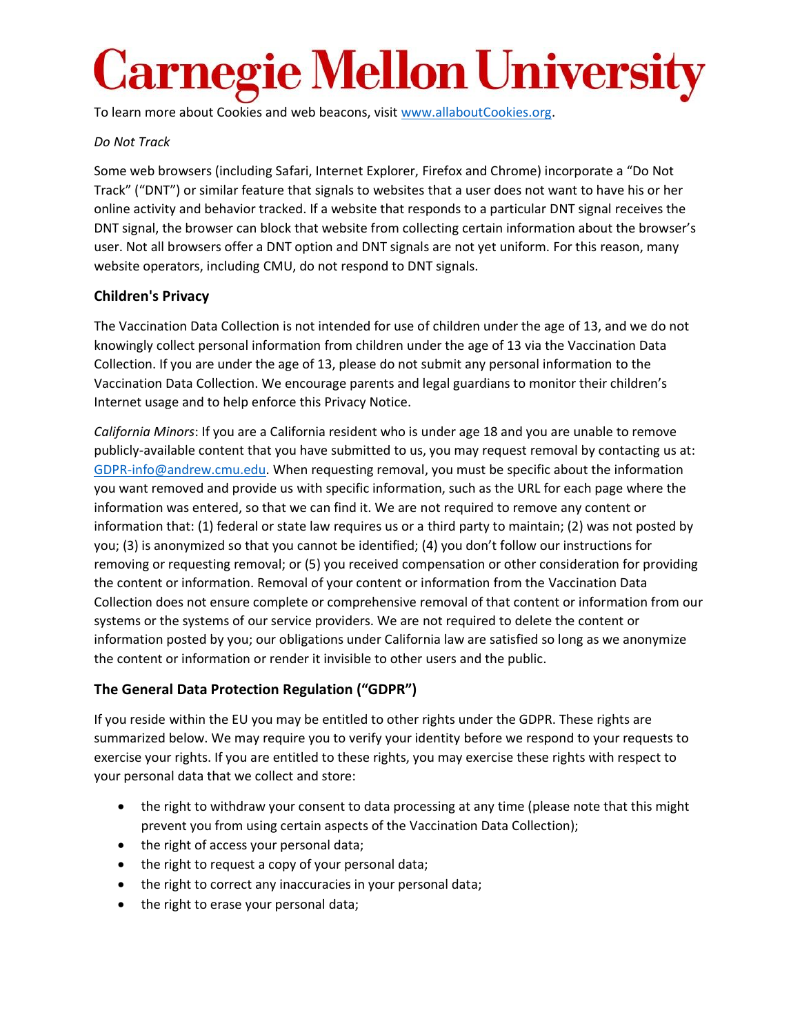To learn more about Cookies and web beacons, visit www.allaboutCookies.org.

*Do Not Track*

Some web browsers (including Safari, Internet Explorer, Firefox and Chrome) incorporate a "Do Not Track" ("DNT") or similar feature that signals to websites that a user does not want to have his or her online activity and behavior tracked. If a website that responds to a particular DNT signal receives the DNT signal, the browser can block that website from collecting certain information about the browser's user. Not all browsers offer a DNT option and DNT signals are not yet uniform. For this reason, many website operators, including CMU, do not respond to DNT signals.

### Children's Privacy

The Vaccination Data Collection is not intended for use of children under the age of 13, and we do not knowingly collect personal information from children under the age of 13 via the Vaccination Data Collection. If you are under the age of 13, please do not submit any personal information to the Vaccination Data Collection. We encourage parents and legal guardians to monitor their children's Internet usage and to help enforce this Privacy Notice.

*California Minors*: If you are a California resident who is under age 18 and you are unable to remove publicly-available content that you have submitted to us, you may request removal by contacting us at: GDPR-info@andrew.cmu.edu. When requesting removal, you must be specific about the information you want removed and provide us with specific information, such as the URL for each page where the information was entered, so that we can find it. We are not required to remove any content or information that: (1) federal or state law requires us or a third party to maintain; (2) was not posted by you; (3) is anonymized so that you cannot be identified; (4) you don't follow our instructions for removing or requesting removal; or (5) you received compensation or other consideration for providing the content or information. Removal of your content or information from the Vaccination Data Collection does not ensure complete or comprehensive removal of that content or information from our systems or the systems of our service providers. We are not required to delete the content or information posted by you; our obligations under California law are satisfied so long as we anonymize the content or information or render it invisible to other users and the public.

### The General Data Protection Regulation ("GDPR")

If you reside within the EU you may be entitled to other rights under the GDPR. These rights are summarized below. We may require you to verify your identity before we respond to your requests to exercise your rights. If you are entitled to these rights, you may exercise these rights with respect to your personal data that we collect and store:

- the right to withdraw your consent to data processing at any time (please note that this might prevent you from using certain aspects of the Vaccination Data Collection);
- the right of access your personal data;
- the right to request a copy of your personal data;
- the right to correct any inaccuracies in your personal data;
- the right to erase your personal data;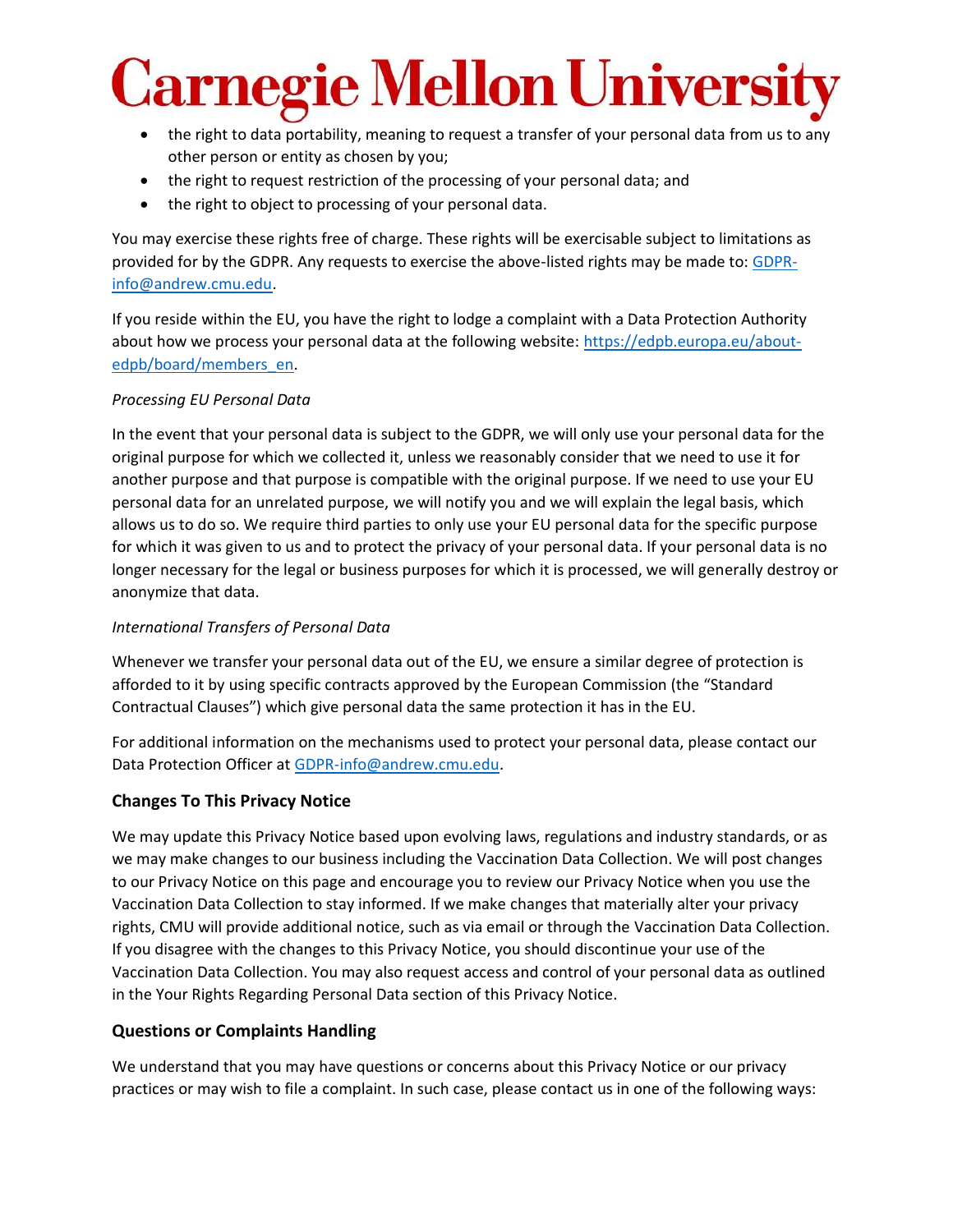- the right to data portability, meaning to request a transfer of your personal data from us to any other person or entity as chosen by you;
- the right to request restriction of the processing of your personal data; and
- the right to object to processing of your personal data.

You may exercise these rights free of charge. These rights will be exercisable subject to limitations as provided for by the GDPR. Any requests to exercise the above-listed rights may be made to: [GDPR-info@andrew.cmu.edu](mailto:GDPR-info@andrew.cmu.edu).

If you reside within the EU, you have the right to lodge a complaint with a Data Protection Authority about how we process your personal data at the following website: [https://edpb.europa.eu/about-edpb/board/members_en](https://edpb.europa.eu/about-edpb/board/members_en).

*Processing EU Personal Data*

In the event that your personal data is subject to the GDPR, we will only use your personal data for the original purpose for which we collected it, unless we reasonably consider that we need to use it for another purpose and that purpose is compatible with the original purpose. If we need to use your EU personal data for an unrelated purpose, we will notify you and we will explain the legal basis, which allows us to do so. We require third parties to only use your EU personal data for the specific purpose for which it was given to us and to protect the privacy of your personal data. If your personal data is no longer necessary for the legal or business purposes for which it is processed, we will generally destroy or anonymize that data.

*International Transfers of Personal Data*

Whenever we transfer your personal data out of the EU, we ensure a similar degree of protection is afforded to it by using specific contracts approved by the European Commission (the "Standard Contractual Clauses") which give personal data the same protection it has in the EU.

For additional information on the mechanisms used to protect your personal data, please contact our Data Protection Officer at [GDPR-info@andrew.cmu.edu](mailto:GDPR-info@andrew.cmu.edu).

## Changes To This Privacy Notice

We may update this Privacy Notice based upon evolving laws, regulations and industry standards, or as we may make changes to our business including the Vaccination Data Collection. We will post changes to our Privacy Notice on this page and encourage you to review our Privacy Notice when you use the Vaccination Data Collection to stay informed. If we make changes that materially alter your privacy rights, CMU will provide additional notice, such as via email or through the Vaccination Data Collection. If you disagree with the changes to this Privacy Notice, you should discontinue your use of the Vaccination Data Collection. You may also request access and control of your personal data as outlined in the Your Rights Regarding Personal Data section of this Privacy Notice.

## Questions or Complaints Handling

We understand that you may have questions or concerns about this Privacy Notice or our privacy practices or may wish to file a complaint. In such case, please contact us in one of the following ways: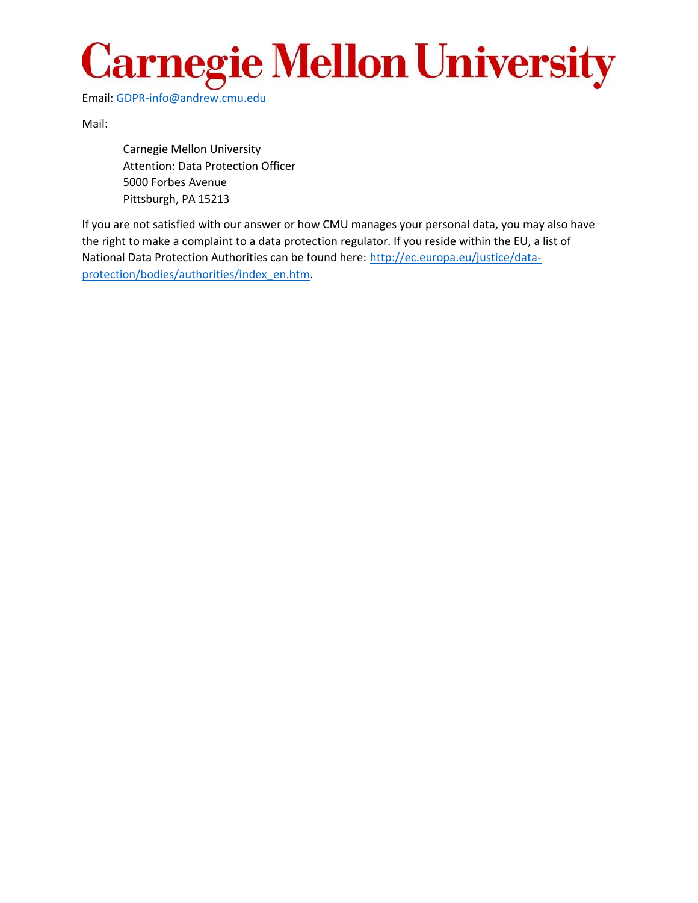# Carnegie Mellon University

Email: GDPR-info@andrew.cmu.edu

Mail:

> Carnegie Mellon University
> Attention: Data Protection Officer
> 5000 Forbes Avenue
> Pittsburgh, PA 15213

If you are not satisfied with our answer or how CMU manages your personal data, you may also have the right to make a complaint to a data protection regulator. If you reside within the EU, a list of National Data Protection Authorities can be found here: http://ec.europa.eu/justice/data-protection/bodies/authorities/index_en.htm.